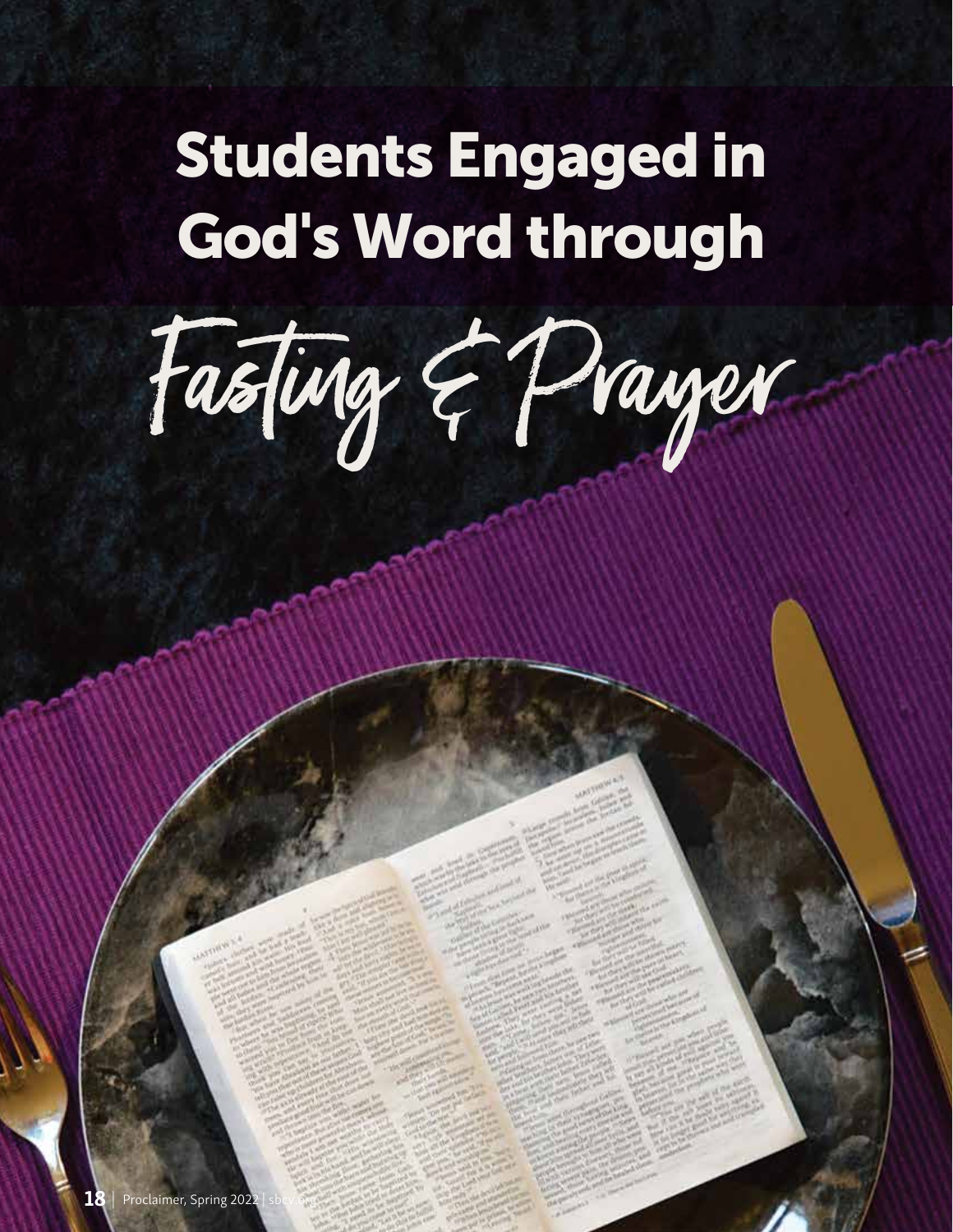# Students Engaged in God's Word through Fasting & Prayer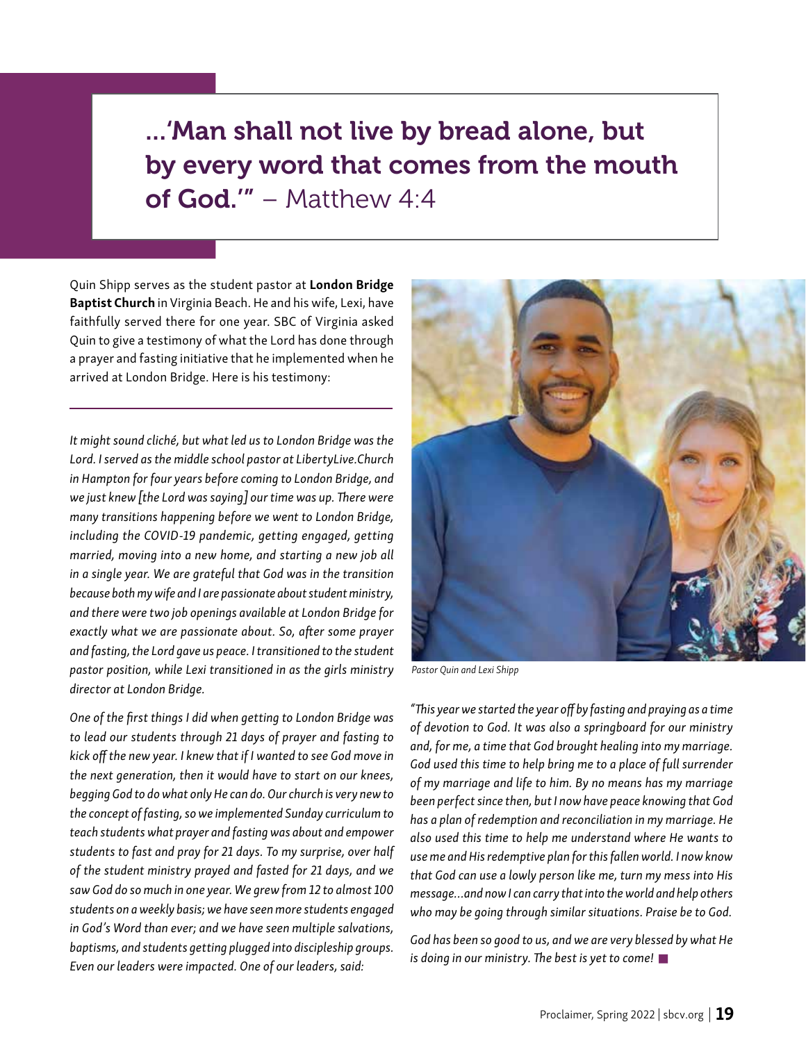# …'Man shall not live by bread alone, but by every word that comes from the mouth of God.'" – Matthew 4:4

Quin Shipp serves as the student pastor at **London Bridge Baptist Church** in Virginia Beach. He and his wife, Lexi, have faithfully served there for one year. SBC of Virginia asked Quin to give a testimony of what the Lord has done through a prayer and fasting initiative that he implemented when he arrived at London Bridge. Here is his testimony:

---

*It might sound cliché, but what led us to London Bridge was the Lord. I served as the middle school pastor at LibertyLive.Church in Hampton for four years before coming to London Bridge, and we just knew [the Lord was saying] our time was up. There were many transitions happening before we went to London Bridge, including the COVID-19 pandemic, getting engaged, getting married, moving into a new home, and starting a new job all in a single year. We are grateful that God was in the transition because both my wife and I are passionate about student ministry, and there were two job openings available at London Bridge for exactly what we are passionate about. So, after some prayer and fasting, the Lord gave us peace. I transitioned to the student pastor position, while Lexi transitioned in as the girls ministry director at London Bridge.*

*One of the first things I did when getting to London Bridge was to lead our students through 21 days of prayer and fasting to kick off the new year. I knew that if I wanted to see God move in the next generation, then it would have to start on our knees, begging God to do what only He can do. Our church is very new to the concept of fasting, so we implemented Sunday curriculum to teach students what prayer and fasting was about and empower students to fast and pray for 21 days. To my surprise, over half of the student ministry prayed and fasted for 21 days, and we saw God do so much in one year. We grew from 12 to almost 100 students on a weekly basis; we have seen more students engaged in God's Word than ever; and we have seen multiple salvations, baptisms, and students getting plugged into discipleship groups. Even our leaders were impacted. One of our leaders, said:*

Pastor Quin and Lexi Shipp

*"This year we started the year off by fasting and praying as a time of devotion to God. It was also a springboard for our ministry and, for me, a time that God brought healing into my marriage. God used this time to help bring me to a place of full surrender of my marriage and life to him. By no means has my marriage been perfect since then, but I now have peace knowing that God has a plan of redemption and reconciliation in my marriage. He also used this time to help me understand where He wants to use me and His redemptive plan for this fallen world. I now know that God can use a lowly person like me, turn my mess into His message…and now I can carry that into the world and help others who may be going through similar situations. Praise be to God.*

*God has been so good to us, and we are very blessed by what He is doing in our ministry. The best is yet to come!* ■